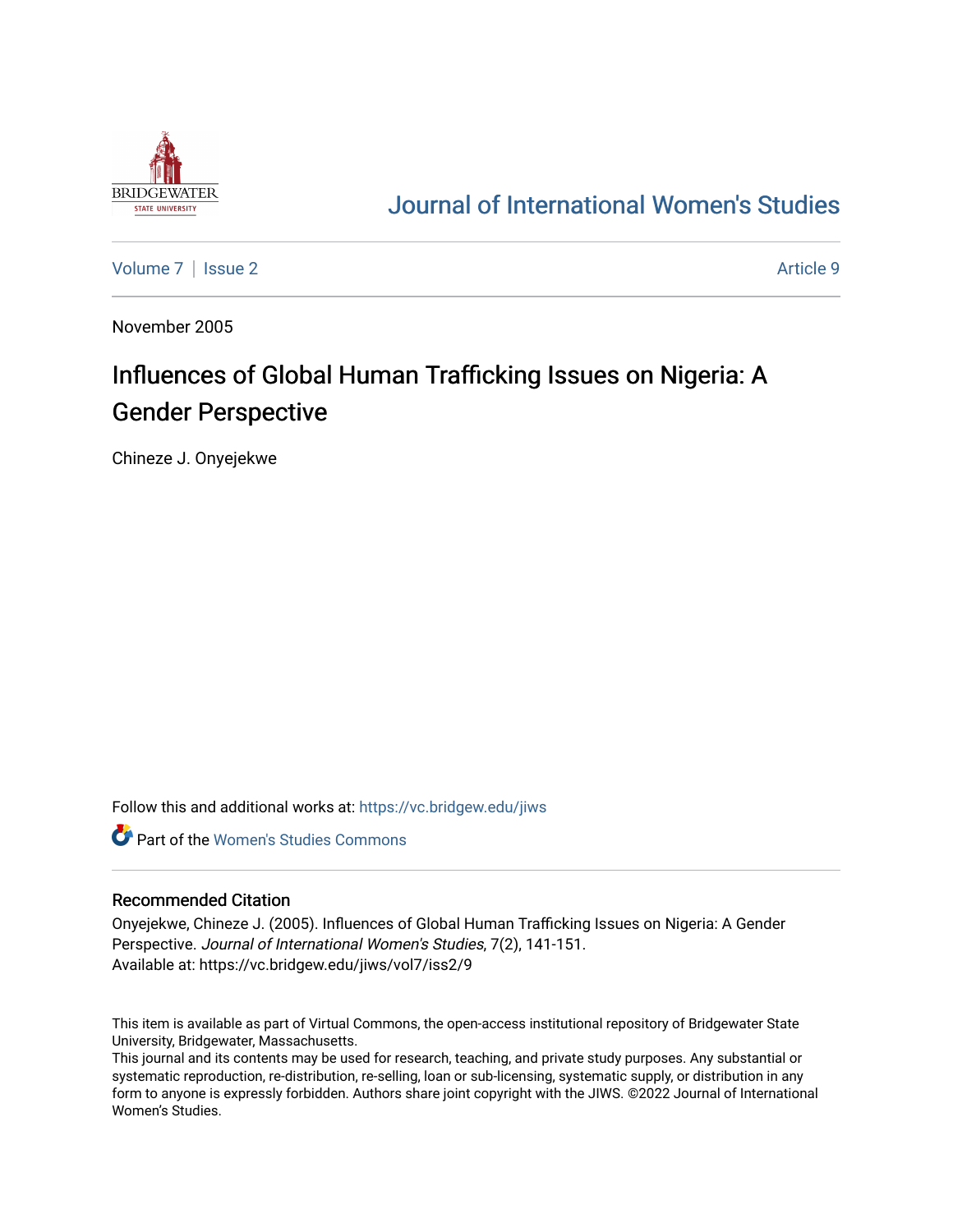# Journal of International Women's Studies

Volume 7 | Issue 2 — Article 9

November 2005

## Influences of Global Human Trafficking Issues on Nigeria: A Gender Perspective

Chineze J. Onyejekwe

Follow this and additional works at: https://vc.bridgew.edu/jiws

Part of the Women's Studies Commons

### Recommended Citation

Onyejekwe, Chineze J. (2005). Influences of Global Human Trafficking Issues on Nigeria: A Gender Perspective. *Journal of International Women's Studies*, 7(2), 141-151.
Available at: https://vc.bridgew.edu/jiws/vol7/iss2/9

This item is available as part of Virtual Commons, the open-access institutional repository of Bridgewater State University, Bridgewater, Massachusetts.
This journal and its contents may be used for research, teaching, and private study purposes. Any substantial or systematic reproduction, re-distribution, re-selling, loan or sub-licensing, systematic supply, or distribution in any form to anyone is expressly forbidden. Authors share joint copyright with the JIWS. ©2022 Journal of International Women's Studies.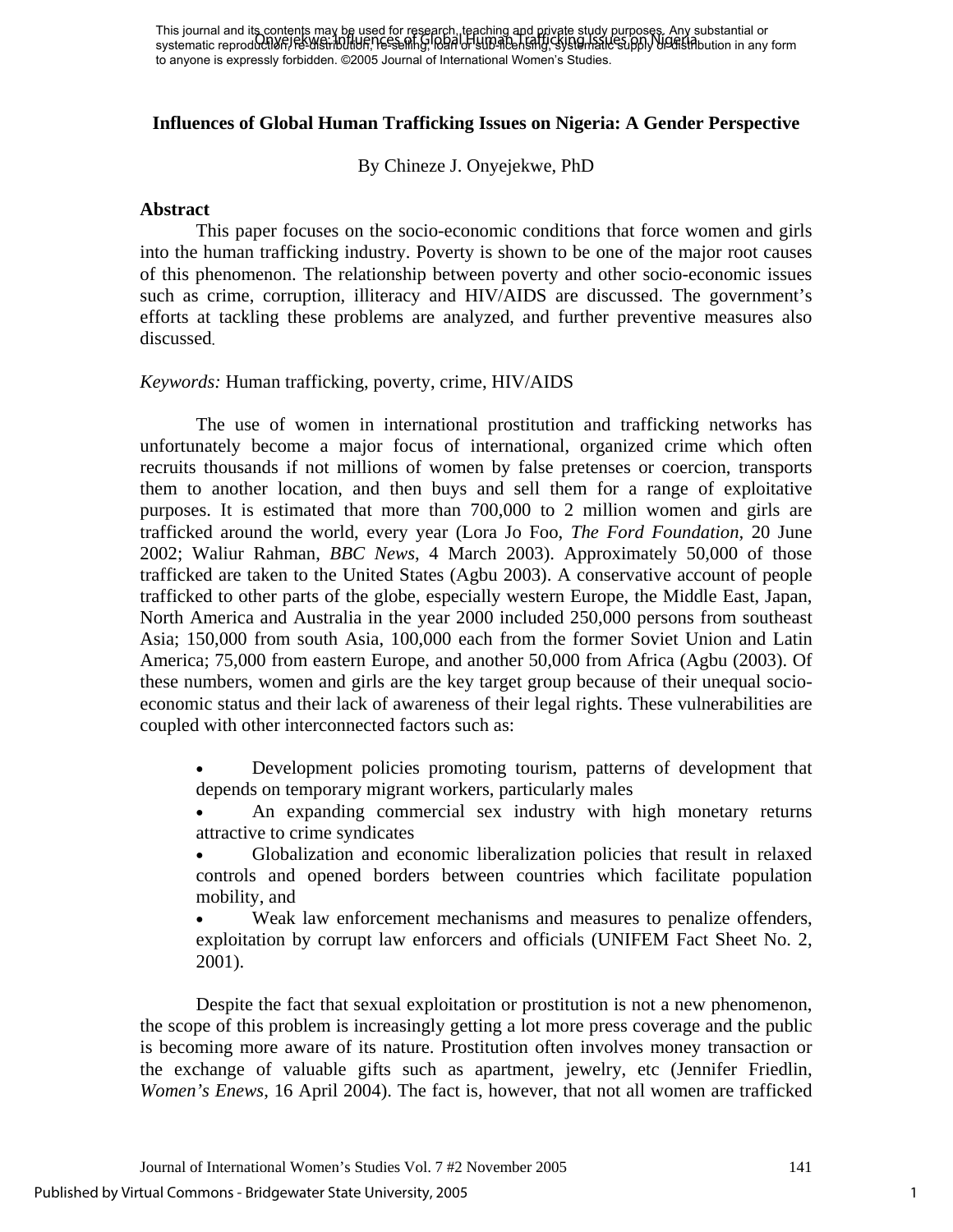## Influences of Global Human Trafficking Issues on Nigeria: A Gender Perspective

By Chineze J. Onyejekwe, PhD

### Abstract

This paper focuses on the socio-economic conditions that force women and girls into the human trafficking industry. Poverty is shown to be one of the major root causes of this phenomenon. The relationship between poverty and other socio-economic issues such as crime, corruption, illiteracy and HIV/AIDS are discussed. The government's efforts at tackling these problems are analyzed, and further preventive measures also discussed.

*Keywords:* Human trafficking, poverty, crime, HIV/AIDS

The use of women in international prostitution and trafficking networks has unfortunately become a major focus of international, organized crime which often recruits thousands if not millions of women by false pretenses or coercion, transports them to another location, and then buys and sell them for a range of exploitative purposes. It is estimated that more than 700,000 to 2 million women and girls are trafficked around the world, every year (Lora Jo Foo, *The Ford Foundation*, 20 June 2002; Waliur Rahman, *BBC News*, 4 March 2003). Approximately 50,000 of those trafficked are taken to the United States (Agbu 2003). A conservative account of people trafficked to other parts of the globe, especially western Europe, the Middle East, Japan, North America and Australia in the year 2000 included 250,000 persons from southeast Asia; 150,000 from south Asia, 100,000 each from the former Soviet Union and Latin America; 75,000 from eastern Europe, and another 50,000 from Africa (Agbu (2003). Of these numbers, women and girls are the key target group because of their unequal socio-economic status and their lack of awareness of their legal rights. These vulnerabilities are coupled with other interconnected factors such as:

- Development policies promoting tourism, patterns of development that depends on temporary migrant workers, particularly males
- An expanding commercial sex industry with high monetary returns attractive to crime syndicates
- Globalization and economic liberalization policies that result in relaxed controls and opened borders between countries which facilitate population mobility, and
- Weak law enforcement mechanisms and measures to penalize offenders, exploitation by corrupt law enforcers and officials (UNIFEM Fact Sheet No. 2, 2001).

Despite the fact that sexual exploitation or prostitution is not a new phenomenon, the scope of this problem is increasingly getting a lot more press coverage and the public is becoming more aware of its nature. Prostitution often involves money transaction or the exchange of valuable gifts such as apartment, jewelry, etc (Jennifer Friedlin, *Women's Enews*, 16 April 2004). The fact is, however, that not all women are trafficked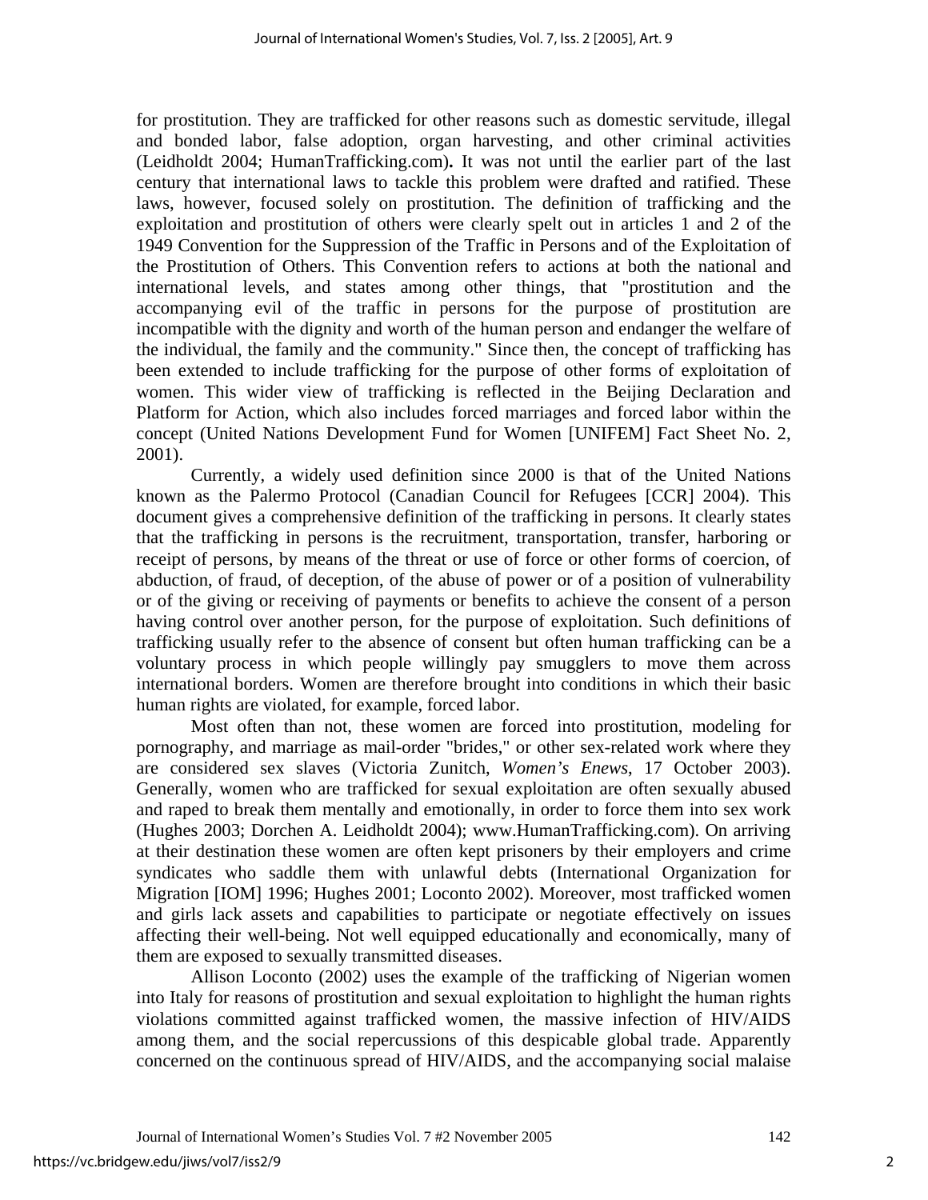for prostitution. They are trafficked for other reasons such as domestic servitude, illegal and bonded labor, false adoption, organ harvesting, and other criminal activities (Leidholdt 2004; HumanTrafficking.com)**.** It was not until the earlier part of the last century that international laws to tackle this problem were drafted and ratified. These laws, however, focused solely on prostitution. The definition of trafficking and the exploitation and prostitution of others were clearly spelt out in articles 1 and 2 of the 1949 Convention for the Suppression of the Traffic in Persons and of the Exploitation of the Prostitution of Others. This Convention refers to actions at both the national and international levels, and states among other things, that "prostitution and the accompanying evil of the traffic in persons for the purpose of prostitution are incompatible with the dignity and worth of the human person and endanger the welfare of the individual, the family and the community." Since then, the concept of trafficking has been extended to include trafficking for the purpose of other forms of exploitation of women. This wider view of trafficking is reflected in the Beijing Declaration and Platform for Action, which also includes forced marriages and forced labor within the concept (United Nations Development Fund for Women [UNIFEM] Fact Sheet No. 2, 2001).

Currently, a widely used definition since 2000 is that of the United Nations known as the Palermo Protocol (Canadian Council for Refugees [CCR] 2004). This document gives a comprehensive definition of the trafficking in persons. It clearly states that the trafficking in persons is the recruitment, transportation, transfer, harboring or receipt of persons, by means of the threat or use of force or other forms of coercion, of abduction, of fraud, of deception, of the abuse of power or of a position of vulnerability or of the giving or receiving of payments or benefits to achieve the consent of a person having control over another person, for the purpose of exploitation. Such definitions of trafficking usually refer to the absence of consent but often human trafficking can be a voluntary process in which people willingly pay smugglers to move them across international borders. Women are therefore brought into conditions in which their basic human rights are violated, for example, forced labor.

Most often than not, these women are forced into prostitution, modeling for pornography, and marriage as mail-order "brides," or other sex-related work where they are considered sex slaves (Victoria Zunitch, *Women's Enews*, 17 October 2003). Generally, women who are trafficked for sexual exploitation are often sexually abused and raped to break them mentally and emotionally, in order to force them into sex work (Hughes 2003; Dorchen A. Leidholdt 2004); www.HumanTrafficking.com). On arriving at their destination these women are often kept prisoners by their employers and crime syndicates who saddle them with unlawful debts (International Organization for Migration [IOM] 1996; Hughes 2001; Loconto 2002). Moreover, most trafficked women and girls lack assets and capabilities to participate or negotiate effectively on issues affecting their well-being. Not well equipped educationally and economically, many of them are exposed to sexually transmitted diseases.

Allison Loconto (2002) uses the example of the trafficking of Nigerian women into Italy for reasons of prostitution and sexual exploitation to highlight the human rights violations committed against trafficked women, the massive infection of HIV/AIDS among them, and the social repercussions of this despicable global trade. Apparently concerned on the continuous spread of HIV/AIDS, and the accompanying social malaise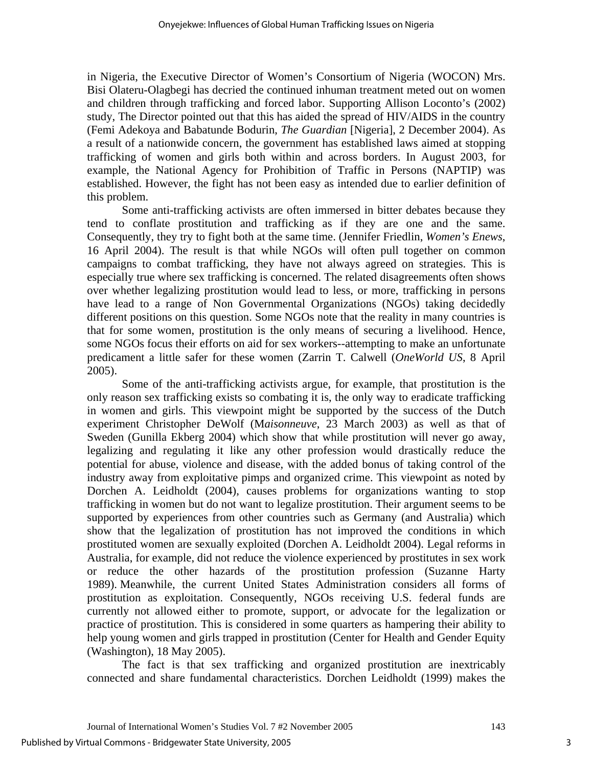in Nigeria, the Executive Director of Women's Consortium of Nigeria (WOCON) Mrs. Bisi Olateru-Olagbegi has decried the continued inhuman treatment meted out on women and children through trafficking and forced labor. Supporting Allison Loconto's (2002) study, The Director pointed out that this has aided the spread of HIV/AIDS in the country (Femi Adekoya and Babatunde Bodurin, *The Guardian* [Nigeria], 2 December 2004). As a result of a nationwide concern, the government has established laws aimed at stopping trafficking of women and girls both within and across borders. In August 2003, for example, the National Agency for Prohibition of Traffic in Persons (NAPTIP) was established. However, the fight has not been easy as intended due to earlier definition of this problem.

Some anti-trafficking activists are often immersed in bitter debates because they tend to conflate prostitution and trafficking as if they are one and the same. Consequently, they try to fight both at the same time. (Jennifer Friedlin, *Women's Enews*, 16 April 2004). The result is that while NGOs will often pull together on common campaigns to combat trafficking, they have not always agreed on strategies. This is especially true where sex trafficking is concerned. The related disagreements often shows over whether legalizing prostitution would lead to less, or more, trafficking in persons have lead to a range of Non Governmental Organizations (NGOs) taking decidedly different positions on this question. Some NGOs note that the reality in many countries is that for some women, prostitution is the only means of securing a livelihood. Hence, some NGOs focus their efforts on aid for sex workers--attempting to make an unfortunate predicament a little safer for these women (Zarrin T. Calwell (*OneWorld US*, 8 April 2005).

Some of the anti-trafficking activists argue, for example, that prostitution is the only reason sex trafficking exists so combating it is, the only way to eradicate trafficking in women and girls. This viewpoint might be supported by the success of the Dutch experiment Christopher DeWolf (M*aisonneuve*, 23 March 2003) as well as that of Sweden (Gunilla Ekberg 2004) which show that while prostitution will never go away, legalizing and regulating it like any other profession would drastically reduce the potential for abuse, violence and disease, with the added bonus of taking control of the industry away from exploitative pimps and organized crime. This viewpoint as noted by Dorchen A. Leidholdt (2004), causes problems for organizations wanting to stop trafficking in women but do not want to legalize prostitution. Their argument seems to be supported by experiences from other countries such as Germany (and Australia) which show that the legalization of prostitution has not improved the conditions in which prostituted women are sexually exploited (Dorchen A. Leidholdt 2004). Legal reforms in Australia, for example, did not reduce the violence experienced by prostitutes in sex work or reduce the other hazards of the prostitution profession (Suzanne Harty 1989). Meanwhile, the current United States Administration considers all forms of prostitution as exploitation. Consequently, NGOs receiving U.S. federal funds are currently not allowed either to promote, support, or advocate for the legalization or practice of prostitution. This is considered in some quarters as hampering their ability to help young women and girls trapped in prostitution (Center for Health and Gender Equity (Washington), 18 May 2005).

The fact is that sex trafficking and organized prostitution are inextricably connected and share fundamental characteristics. Dorchen Leidholdt (1999) makes the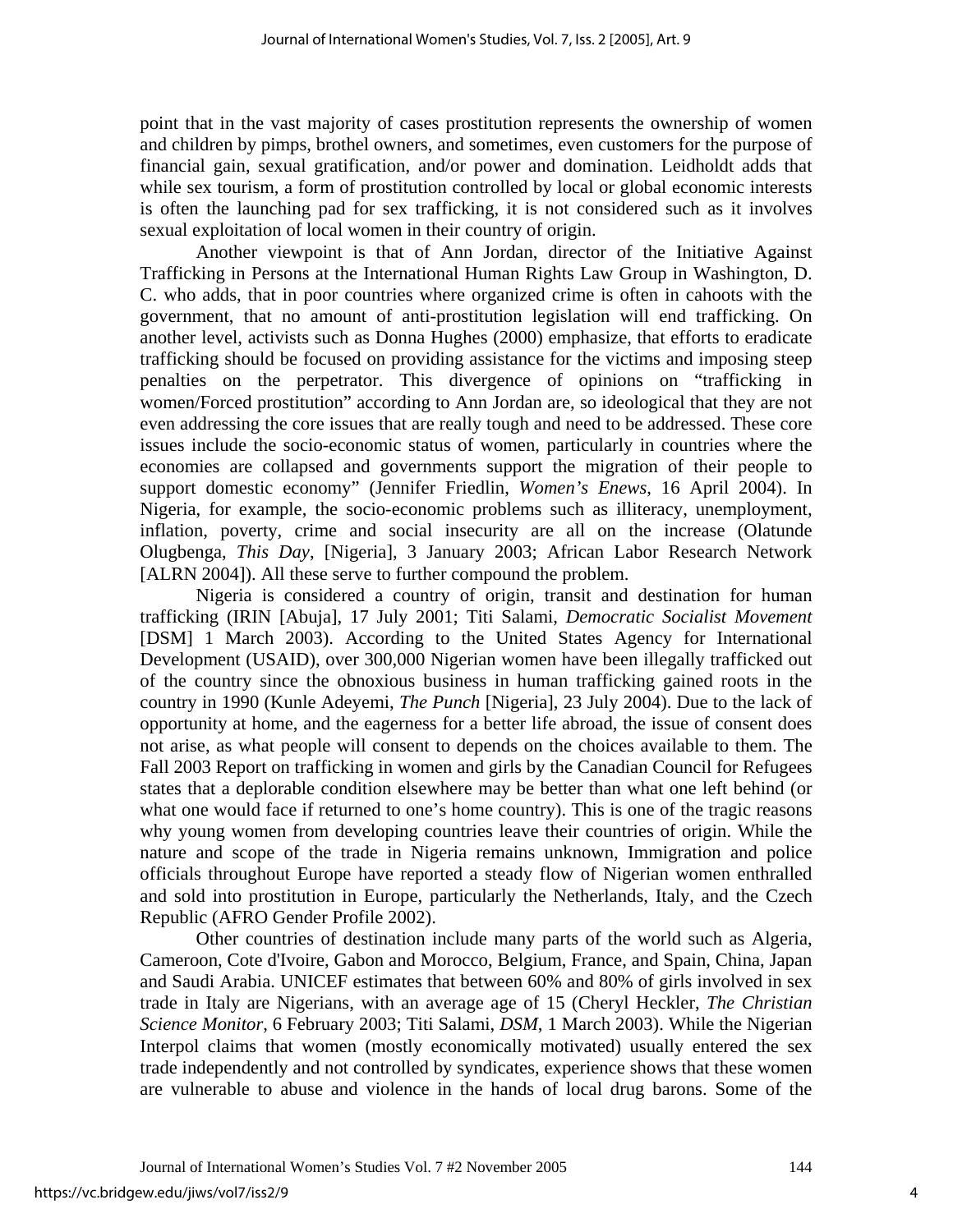point that in the vast majority of cases prostitution represents the ownership of women and children by pimps, brothel owners, and sometimes, even customers for the purpose of financial gain, sexual gratification, and/or power and domination. Leidholdt adds that while sex tourism, a form of prostitution controlled by local or global economic interests is often the launching pad for sex trafficking, it is not considered such as it involves sexual exploitation of local women in their country of origin.

Another viewpoint is that of Ann Jordan, director of the Initiative Against Trafficking in Persons at the International Human Rights Law Group in Washington, D. C. who adds, that in poor countries where organized crime is often in cahoots with the government, that no amount of anti-prostitution legislation will end trafficking. On another level, activists such as Donna Hughes (2000) emphasize, that efforts to eradicate trafficking should be focused on providing assistance for the victims and imposing steep penalties on the perpetrator. This divergence of opinions on "trafficking in women/Forced prostitution" according to Ann Jordan are, so ideological that they are not even addressing the core issues that are really tough and need to be addressed. These core issues include the socio-economic status of women, particularly in countries where the economies are collapsed and governments support the migration of their people to support domestic economy" (Jennifer Friedlin, *Women's Enews*, 16 April 2004). In Nigeria, for example, the socio-economic problems such as illiteracy, unemployment, inflation, poverty, crime and social insecurity are all on the increase (Olatunde Olugbenga, *This Day*, [Nigeria], 3 January 2003; African Labor Research Network [ALRN 2004]). All these serve to further compound the problem.

Nigeria is considered a country of origin, transit and destination for human trafficking (IRIN [Abuja], 17 July 2001; Titi Salami, *Democratic Socialist Movement* [DSM] 1 March 2003). According to the United States Agency for International Development (USAID), over 300,000 Nigerian women have been illegally trafficked out of the country since the obnoxious business in human trafficking gained roots in the country in 1990 (Kunle Adeyemi, *The Punch* [Nigeria], 23 July 2004). Due to the lack of opportunity at home, and the eagerness for a better life abroad, the issue of consent does not arise, as what people will consent to depends on the choices available to them. The Fall 2003 Report on trafficking in women and girls by the Canadian Council for Refugees states that a deplorable condition elsewhere may be better than what one left behind (or what one would face if returned to one's home country). This is one of the tragic reasons why young women from developing countries leave their countries of origin. While the nature and scope of the trade in Nigeria remains unknown, Immigration and police officials throughout Europe have reported a steady flow of Nigerian women enthralled and sold into prostitution in Europe, particularly the Netherlands, Italy, and the Czech Republic (AFRO Gender Profile 2002).

Other countries of destination include many parts of the world such as Algeria, Cameroon, Cote d'Ivoire, Gabon and Morocco, Belgium, France, and Spain, China, Japan and Saudi Arabia. UNICEF estimates that between 60% and 80% of girls involved in sex trade in Italy are Nigerians, with an average age of 15 (Cheryl Heckler, *The Christian Science Monitor*, 6 February 2003; Titi Salami, *DSM*, 1 March 2003). While the Nigerian Interpol claims that women (mostly economically motivated) usually entered the sex trade independently and not controlled by syndicates, experience shows that these women are vulnerable to abuse and violence in the hands of local drug barons. Some of the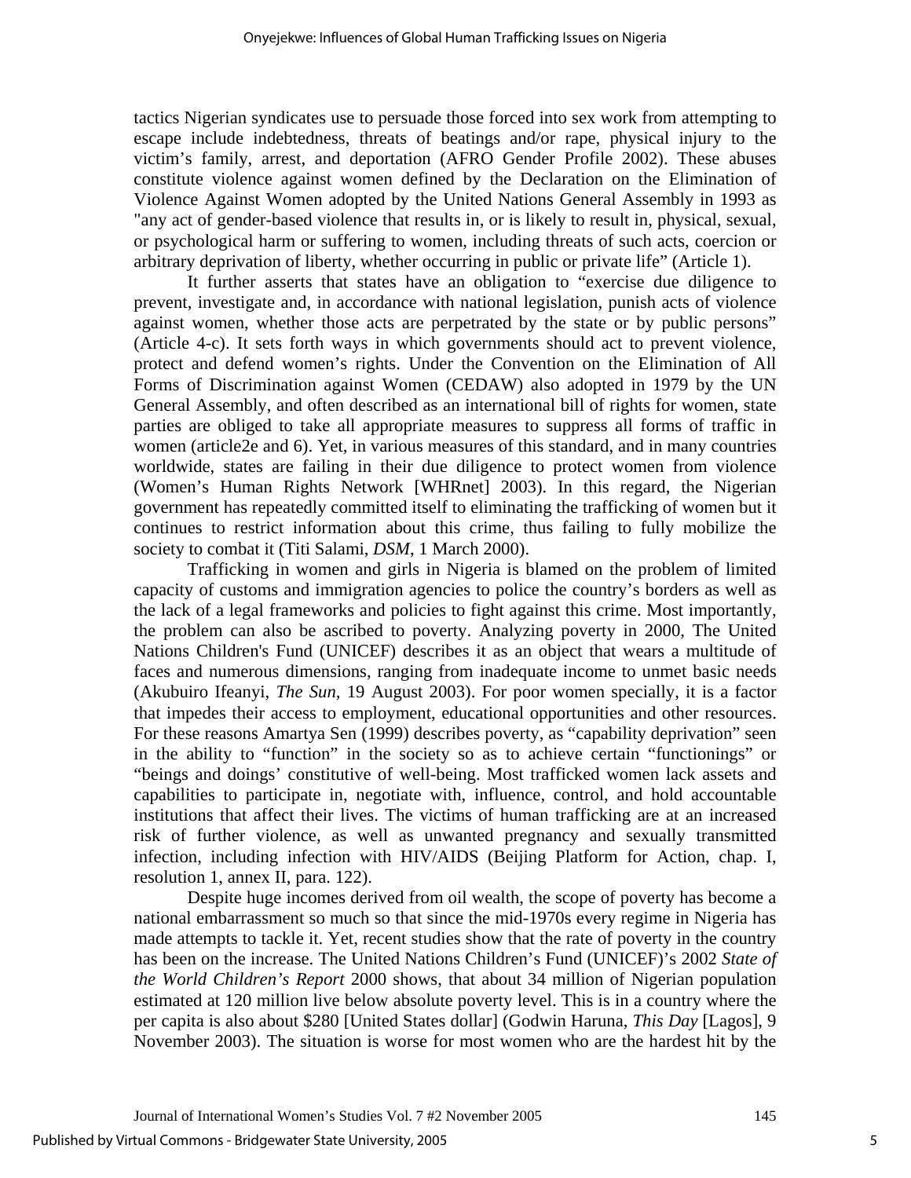tactics Nigerian syndicates use to persuade those forced into sex work from attempting to escape include indebtedness, threats of beatings and/or rape, physical injury to the victim's family, arrest, and deportation (AFRO Gender Profile 2002). These abuses constitute violence against women defined by the Declaration on the Elimination of Violence Against Women adopted by the United Nations General Assembly in 1993 as "any act of gender-based violence that results in, or is likely to result in, physical, sexual, or psychological harm or suffering to women, including threats of such acts, coercion or arbitrary deprivation of liberty, whether occurring in public or private life" (Article 1).

It further asserts that states have an obligation to "exercise due diligence to prevent, investigate and, in accordance with national legislation, punish acts of violence against women, whether those acts are perpetrated by the state or by public persons" (Article 4-c). It sets forth ways in which governments should act to prevent violence, protect and defend women's rights. Under the Convention on the Elimination of All Forms of Discrimination against Women (CEDAW) also adopted in 1979 by the UN General Assembly, and often described as an international bill of rights for women, state parties are obliged to take all appropriate measures to suppress all forms of traffic in women (article2e and 6). Yet, in various measures of this standard, and in many countries worldwide, states are failing in their due diligence to protect women from violence (Women's Human Rights Network [WHRnet] 2003). In this regard, the Nigerian government has repeatedly committed itself to eliminating the trafficking of women but it continues to restrict information about this crime, thus failing to fully mobilize the society to combat it (Titi Salami, *DSM*, 1 March 2000).

Trafficking in women and girls in Nigeria is blamed on the problem of limited capacity of customs and immigration agencies to police the country's borders as well as the lack of a legal frameworks and policies to fight against this crime. Most importantly, the problem can also be ascribed to poverty. Analyzing poverty in 2000, The United Nations Children's Fund (UNICEF) describes it as an object that wears a multitude of faces and numerous dimensions, ranging from inadequate income to unmet basic needs (Akubuiro Ifeanyi, *The Sun*, 19 August 2003). For poor women specially, it is a factor that impedes their access to employment, educational opportunities and other resources. For these reasons Amartya Sen (1999) describes poverty, as "capability deprivation" seen in the ability to "function" in the society so as to achieve certain "functionings" or "beings and doings' constitutive of well-being. Most trafficked women lack assets and capabilities to participate in, negotiate with, influence, control, and hold accountable institutions that affect their lives. The victims of human trafficking are at an increased risk of further violence, as well as unwanted pregnancy and sexually transmitted infection, including infection with HIV/AIDS (Beijing Platform for Action, chap. I, resolution 1, annex II, para. 122).

Despite huge incomes derived from oil wealth, the scope of poverty has become a national embarrassment so much so that since the mid-1970s every regime in Nigeria has made attempts to tackle it. Yet, recent studies show that the rate of poverty in the country has been on the increase. The United Nations Children's Fund (UNICEF)'s 2002 *State of the World Children's Report* 2000 shows, that about 34 million of Nigerian population estimated at 120 million live below absolute poverty level. This is in a country where the per capita is also about $280 [United States dollar] (Godwin Haruna, *This Day* [Lagos], 9 November 2003). The situation is worse for most women who are the hardest hit by the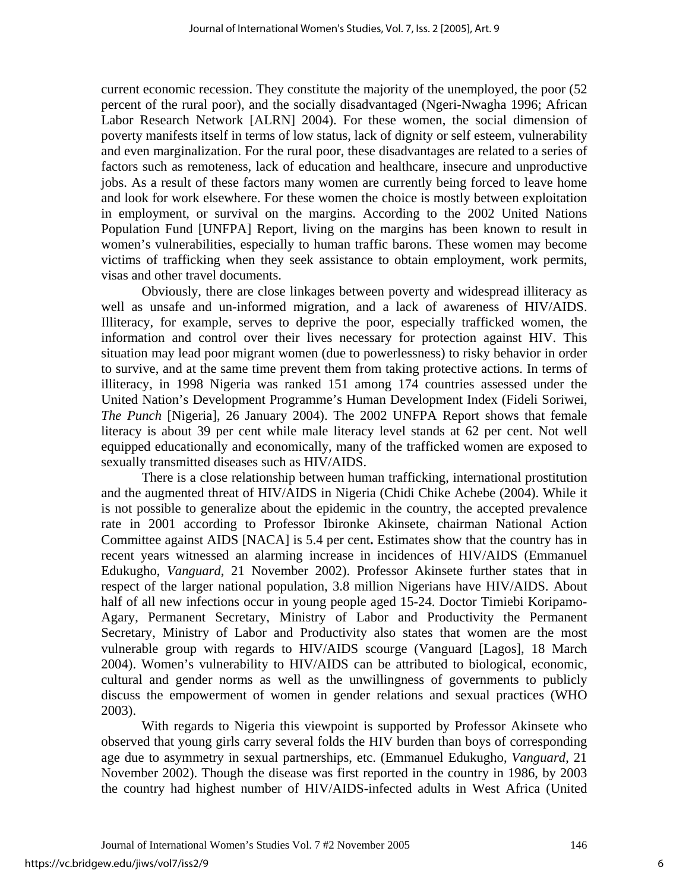current economic recession. They constitute the majority of the unemployed, the poor (52 percent of the rural poor), and the socially disadvantaged (Ngeri-Nwagha 1996; African Labor Research Network [ALRN] 2004). For these women, the social dimension of poverty manifests itself in terms of low status, lack of dignity or self esteem, vulnerability and even marginalization. For the rural poor, these disadvantages are related to a series of factors such as remoteness, lack of education and healthcare, insecure and unproductive jobs. As a result of these factors many women are currently being forced to leave home and look for work elsewhere. For these women the choice is mostly between exploitation in employment, or survival on the margins. According to the 2002 United Nations Population Fund [UNFPA] Report, living on the margins has been known to result in women's vulnerabilities, especially to human traffic barons. These women may become victims of trafficking when they seek assistance to obtain employment, work permits, visas and other travel documents.

Obviously, there are close linkages between poverty and widespread illiteracy as well as unsafe and un-informed migration, and a lack of awareness of HIV/AIDS. Illiteracy, for example, serves to deprive the poor, especially trafficked women, the information and control over their lives necessary for protection against HIV. This situation may lead poor migrant women (due to powerlessness) to risky behavior in order to survive, and at the same time prevent them from taking protective actions. In terms of illiteracy, in 1998 Nigeria was ranked 151 among 174 countries assessed under the United Nation's Development Programme's Human Development Index (Fideli Soriwei, *The Punch* [Nigeria], 26 January 2004). The 2002 UNFPA Report shows that female literacy is about 39 per cent while male literacy level stands at 62 per cent. Not well equipped educationally and economically, many of the trafficked women are exposed to sexually transmitted diseases such as HIV/AIDS.

There is a close relationship between human trafficking, international prostitution and the augmented threat of HIV/AIDS in Nigeria (Chidi Chike Achebe (2004). While it is not possible to generalize about the epidemic in the country, the accepted prevalence rate in 2001 according to Professor Ibironke Akinsete, chairman National Action Committee against AIDS [NACA] is 5.4 per cent**.** Estimates show that the country has in recent years witnessed an alarming increase in incidences of HIV/AIDS (Emmanuel Edukugho, *Vanguard*, 21 November 2002). Professor Akinsete further states that in respect of the larger national population, 3.8 million Nigerians have HIV/AIDS. About half of all new infections occur in young people aged 15-24. Doctor Timiebi Koripamo-Agary, Permanent Secretary, Ministry of Labor and Productivity the Permanent Secretary, Ministry of Labor and Productivity also states that women are the most vulnerable group with regards to HIV/AIDS scourge (Vanguard [Lagos], 18 March 2004). Women's vulnerability to HIV/AIDS can be attributed to biological, economic, cultural and gender norms as well as the unwillingness of governments to publicly discuss the empowerment of women in gender relations and sexual practices (WHO 2003).

With regards to Nigeria this viewpoint is supported by Professor Akinsete who observed that young girls carry several folds the HIV burden than boys of corresponding age due to asymmetry in sexual partnerships, etc. (Emmanuel Edukugho, *Vanguard*, 21 November 2002). Though the disease was first reported in the country in 1986, by 2003 the country had highest number of HIV/AIDS-infected adults in West Africa (United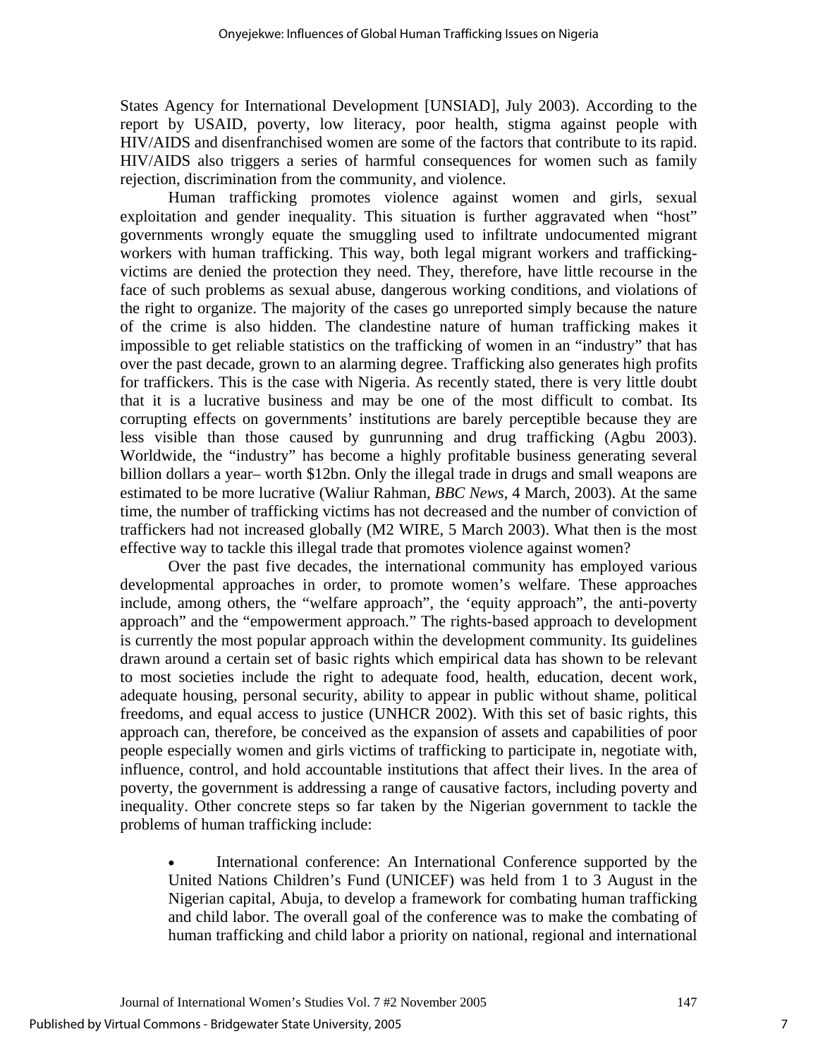States Agency for International Development [UNSIAD], July 2003). According to the report by USAID, poverty, low literacy, poor health, stigma against people with HIV/AIDS and disenfranchised women are some of the factors that contribute to its rapid. HIV/AIDS also triggers a series of harmful consequences for women such as family rejection, discrimination from the community, and violence.

Human trafficking promotes violence against women and girls, sexual exploitation and gender inequality. This situation is further aggravated when "host" governments wrongly equate the smuggling used to infiltrate undocumented migrant workers with human trafficking. This way, both legal migrant workers and trafficking-victims are denied the protection they need. They, therefore, have little recourse in the face of such problems as sexual abuse, dangerous working conditions, and violations of the right to organize. The majority of the cases go unreported simply because the nature of the crime is also hidden. The clandestine nature of human trafficking makes it impossible to get reliable statistics on the trafficking of women in an "industry" that has over the past decade, grown to an alarming degree. Trafficking also generates high profits for traffickers. This is the case with Nigeria. As recently stated, there is very little doubt that it is a lucrative business and may be one of the most difficult to combat. Its corrupting effects on governments' institutions are barely perceptible because they are less visible than those caused by gunrunning and drug trafficking (Agbu 2003). Worldwide, the "industry" has become a highly profitable business generating several billion dollars a year– worth $12bn. Only the illegal trade in drugs and small weapons are estimated to be more lucrative (Waliur Rahman, *BBC News*, 4 March, 2003). At the same time, the number of trafficking victims has not decreased and the number of conviction of traffickers had not increased globally (M2 WIRE, 5 March 2003). What then is the most effective way to tackle this illegal trade that promotes violence against women?

Over the past five decades, the international community has employed various developmental approaches in order, to promote women's welfare. These approaches include, among others, the "welfare approach", the 'equity approach", the anti-poverty approach" and the "empowerment approach." The rights-based approach to development is currently the most popular approach within the development community. Its guidelines drawn around a certain set of basic rights which empirical data has shown to be relevant to most societies include the right to adequate food, health, education, decent work, adequate housing, personal security, ability to appear in public without shame, political freedoms, and equal access to justice (UNHCR 2002). With this set of basic rights, this approach can, therefore, be conceived as the expansion of assets and capabilities of poor people especially women and girls victims of trafficking to participate in, negotiate with, influence, control, and hold accountable institutions that affect their lives. In the area of poverty, the government is addressing a range of causative factors, including poverty and inequality. Other concrete steps so far taken by the Nigerian government to tackle the problems of human trafficking include:

- International conference: An International Conference supported by the United Nations Children's Fund (UNICEF) was held from 1 to 3 August in the Nigerian capital, Abuja, to develop a framework for combating human trafficking and child labor. The overall goal of the conference was to make the combating of human trafficking and child labor a priority on national, regional and international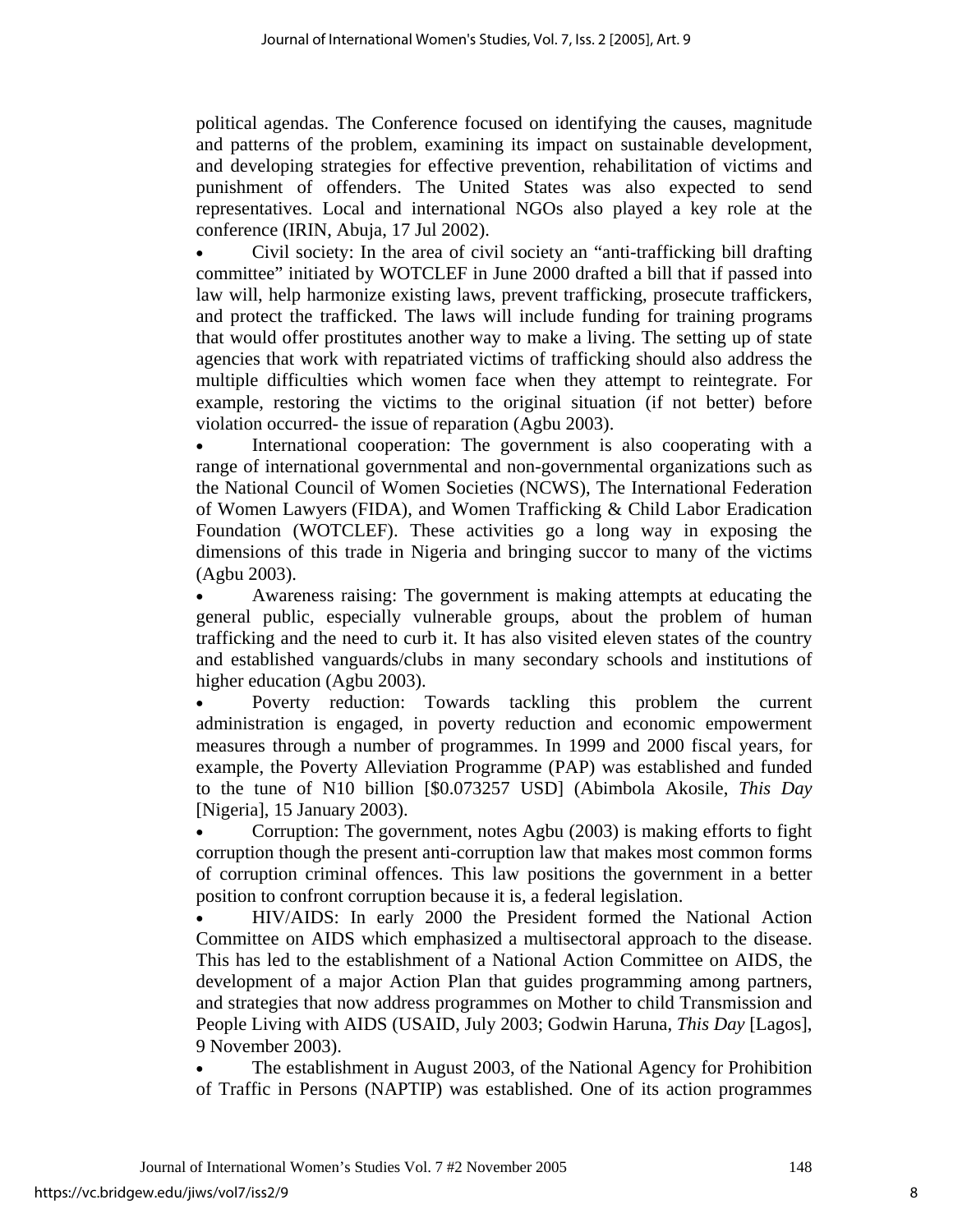political agendas. The Conference focused on identifying the causes, magnitude and patterns of the problem, examining its impact on sustainable development, and developing strategies for effective prevention, rehabilitation of victims and punishment of offenders. The United States was also expected to send representatives. Local and international NGOs also played a key role at the conference (IRIN, Abuja, 17 Jul 2002).

- Civil society: In the area of civil society an "anti-trafficking bill drafting committee" initiated by WOTCLEF in June 2000 drafted a bill that if passed into law will, help harmonize existing laws, prevent trafficking, prosecute traffickers, and protect the trafficked. The laws will include funding for training programs that would offer prostitutes another way to make a living. The setting up of state agencies that work with repatriated victims of trafficking should also address the multiple difficulties which women face when they attempt to reintegrate. For example, restoring the victims to the original situation (if not better) before violation occurred- the issue of reparation (Agbu 2003).
- International cooperation: The government is also cooperating with a range of international governmental and non-governmental organizations such as the National Council of Women Societies (NCWS), The International Federation of Women Lawyers (FIDA), and Women Trafficking & Child Labor Eradication Foundation (WOTCLEF). These activities go a long way in exposing the dimensions of this trade in Nigeria and bringing succor to many of the victims (Agbu 2003).
- Awareness raising: The government is making attempts at educating the general public, especially vulnerable groups, about the problem of human trafficking and the need to curb it. It has also visited eleven states of the country and established vanguards/clubs in many secondary schools and institutions of higher education (Agbu 2003).
- Poverty reduction: Towards tackling this problem the current administration is engaged, in poverty reduction and economic empowerment measures through a number of programmes. In 1999 and 2000 fiscal years, for example, the Poverty Alleviation Programme (PAP) was established and funded to the tune of N10 billion [$0.073257 USD] (Abimbola Akosile, *This Day* [Nigeria], 15 January 2003).
- Corruption: The government, notes Agbu (2003) is making efforts to fight corruption though the present anti-corruption law that makes most common forms of corruption criminal offences. This law positions the government in a better position to confront corruption because it is, a federal legislation.
- HIV/AIDS: In early 2000 the President formed the National Action Committee on AIDS which emphasized a multisectoral approach to the disease. This has led to the establishment of a National Action Committee on AIDS, the development of a major Action Plan that guides programming among partners, and strategies that now address programmes on Mother to child Transmission and People Living with AIDS (USAID, July 2003; Godwin Haruna, *This Day* [Lagos], 9 November 2003).
- The establishment in August 2003, of the National Agency for Prohibition of Traffic in Persons (NAPTIP) was established. One of its action programmes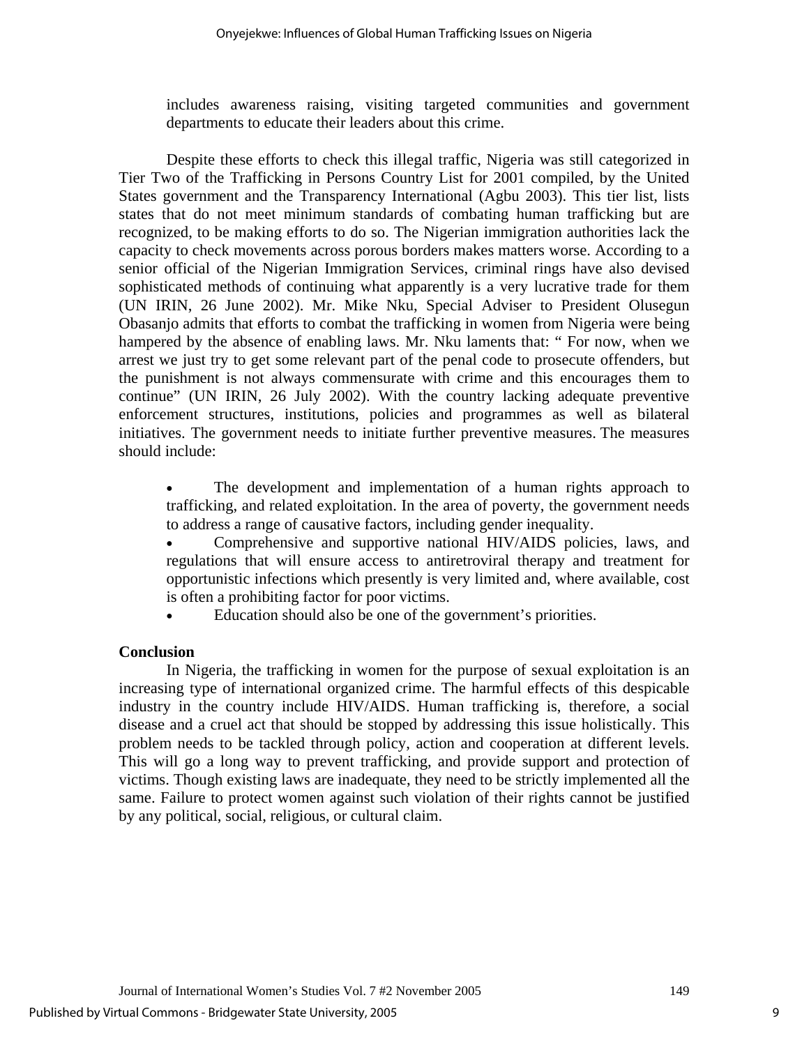includes awareness raising, visiting targeted communities and government departments to educate their leaders about this crime.

Despite these efforts to check this illegal traffic, Nigeria was still categorized in Tier Two of the Trafficking in Persons Country List for 2001 compiled, by the United States government and the Transparency International (Agbu 2003). This tier list, lists states that do not meet minimum standards of combating human trafficking but are recognized, to be making efforts to do so. The Nigerian immigration authorities lack the capacity to check movements across porous borders makes matters worse. According to a senior official of the Nigerian Immigration Services, criminal rings have also devised sophisticated methods of continuing what apparently is a very lucrative trade for them (UN IRIN, 26 June 2002). Mr. Mike Nku, Special Adviser to President Olusegun Obasanjo admits that efforts to combat the trafficking in women from Nigeria were being hampered by the absence of enabling laws. Mr. Nku laments that: " For now, when we arrest we just try to get some relevant part of the penal code to prosecute offenders, but the punishment is not always commensurate with crime and this encourages them to continue" (UN IRIN, 26 July 2002). With the country lacking adequate preventive enforcement structures, institutions, policies and programmes as well as bilateral initiatives. The government needs to initiate further preventive measures. The measures should include:

- The development and implementation of a human rights approach to trafficking, and related exploitation. In the area of poverty, the government needs to address a range of causative factors, including gender inequality.
- Comprehensive and supportive national HIV/AIDS policies, laws, and regulations that will ensure access to antiretroviral therapy and treatment for opportunistic infections which presently is very limited and, where available, cost is often a prohibiting factor for poor victims.
- Education should also be one of the government's priorities.

**Conclusion**

In Nigeria, the trafficking in women for the purpose of sexual exploitation is an increasing type of international organized crime. The harmful effects of this despicable industry in the country include HIV/AIDS. Human trafficking is, therefore, a social disease and a cruel act that should be stopped by addressing this issue holistically. This problem needs to be tackled through policy, action and cooperation at different levels. This will go a long way to prevent trafficking, and provide support and protection of victims. Though existing laws are inadequate, they need to be strictly implemented all the same. Failure to protect women against such violation of their rights cannot be justified by any political, social, religious, or cultural claim.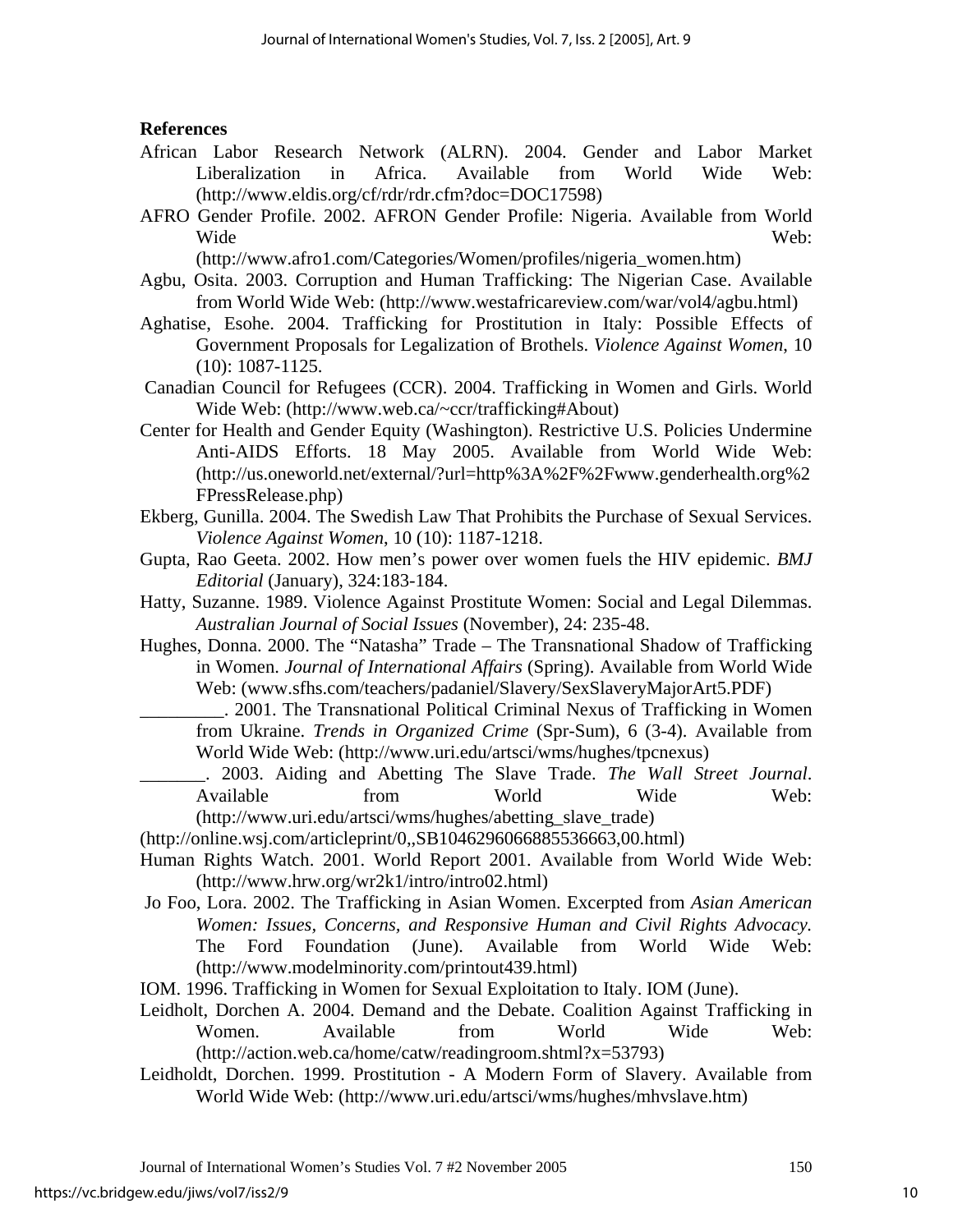**References**

African Labor Research Network (ALRN). 2004. Gender and Labor Market Liberalization in Africa. Available from World Wide Web: (http://www.eldis.org/cf/rdr/rdr.cfm?doc=DOC17598)

AFRO Gender Profile. 2002. AFRON Gender Profile: Nigeria. Available from World Wide Web: (http://www.afro1.com/Categories/Women/profiles/nigeria_women.htm)

Agbu, Osita. 2003. Corruption and Human Trafficking: The Nigerian Case. Available from World Wide Web: (http://www.westafricareview.com/war/vol4/agbu.html)

Aghatise, Esohe. 2004. Trafficking for Prostitution in Italy: Possible Effects of Government Proposals for Legalization of Brothels. *Violence Against Women*, 10 (10): 1087-1125.

Canadian Council for Refugees (CCR). 2004. Trafficking in Women and Girls. World Wide Web: (http://www.web.ca/~ccr/trafficking#About)

Center for Health and Gender Equity (Washington). Restrictive U.S. Policies Undermine Anti-AIDS Efforts. 18 May 2005. Available from World Wide Web: (http://us.oneworld.net/external/?url=http%3A%2F%2Fwww.genderhealth.org%2FPressRelease.php)

Ekberg, Gunilla. 2004. The Swedish Law That Prohibits the Purchase of Sexual Services. *Violence Against Women*, 10 (10): 1187-1218.

Gupta, Rao Geeta. 2002. How men's power over women fuels the HIV epidemic. *BMJ Editorial* (January), 324:183-184.

Hatty, Suzanne. 1989. Violence Against Prostitute Women: Social and Legal Dilemmas. *Australian Journal of Social Issues* (November), 24: 235-48.

Hughes, Donna. 2000. The "Natasha" Trade – The Transnational Shadow of Trafficking in Women. *Journal of International Affairs* (Spring). Available from World Wide Web: (www.sfhs.com/teachers/padaniel/Slavery/SexSlaveryMajorArt5.PDF)

_________. 2001. The Transnational Political Criminal Nexus of Trafficking in Women from Ukraine. *Trends in Organized Crime* (Spr-Sum), 6 (3-4). Available from World Wide Web: (http://www.uri.edu/artsci/wms/hughes/tpcnexus)

_______. 2003. Aiding and Abetting The Slave Trade. *The Wall Street Journal*. Available from World Wide Web: (http://www.uri.edu/artsci/wms/hughes/abetting_slave_trade) (http://online.wsj.com/articleprint/0,,SB1046296066885536663,00.html)

Human Rights Watch. 2001. World Report 2001. Available from World Wide Web: (http://www.hrw.org/wr2k1/intro/intro02.html)

Jo Foo, Lora. 2002. The Trafficking in Asian Women. Excerpted from *Asian American Women: Issues, Concerns, and Responsive Human and Civil Rights Advocacy.* The Ford Foundation (June). Available from World Wide Web: (http://www.modelminority.com/printout439.html)

IOM. 1996. Trafficking in Women for Sexual Exploitation to Italy. IOM (June).

Leidholt, Dorchen A. 2004. Demand and the Debate. Coalition Against Trafficking in Women. Available from World Wide Web: (http://action.web.ca/home/catw/readingroom.shtml?x=53793)

Leidholdt, Dorchen. 1999. Prostitution - A Modern Form of Slavery. Available from World Wide Web: (http://www.uri.edu/artsci/wms/hughes/mhvslave.htm)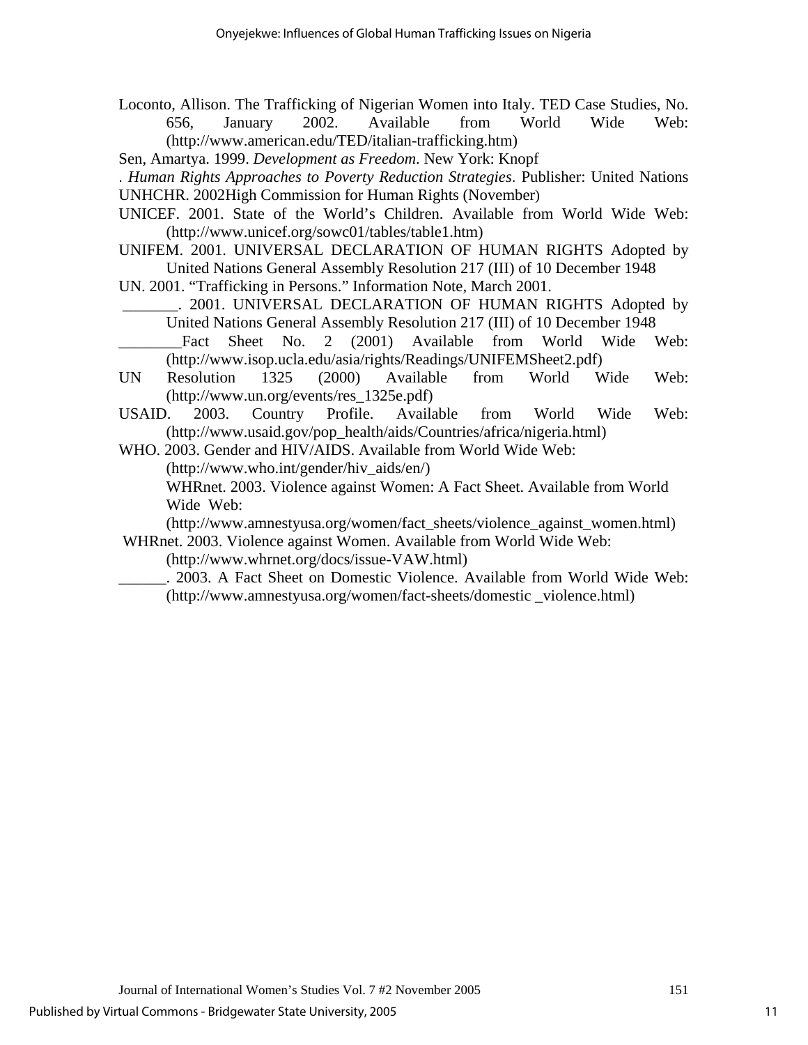Loconto, Allison. The Trafficking of Nigerian Women into Italy. TED Case Studies, No. 656, January 2002. Available from World Wide Web: (http://www.american.edu/TED/italian-trafficking.htm)

Sen, Amartya. 1999. *Development as Freedom*. New York: Knopf

. *Human Rights Approaches to Poverty Reduction Strategies*. Publisher: United Nations UNHCHR. 2002High Commission for Human Rights (November)

UNICEF. 2001. State of the World's Children. Available from World Wide Web: (http://www.unicef.org/sowc01/tables/table1.htm)

UNIFEM. 2001. UNIVERSAL DECLARATION OF HUMAN RIGHTS Adopted by United Nations General Assembly Resolution 217 (III) of 10 December 1948

UN. 2001. "Trafficking in Persons." Information Note, March 2001.

_______. 2001. UNIVERSAL DECLARATION OF HUMAN RIGHTS Adopted by United Nations General Assembly Resolution 217 (III) of 10 December 1948

________Fact Sheet No. 2 (2001) Available from World Wide Web: (http://www.isop.ucla.edu/asia/rights/Readings/UNIFEMSheet2.pdf)

UN Resolution 1325 (2000) Available from World Wide Web: (http://www.un.org/events/res_1325e.pdf)

USAID. 2003. Country Profile. Available from World Wide Web: (http://www.usaid.gov/pop_health/aids/Countries/africa/nigeria.html)

WHO. 2003. Gender and HIV/AIDS. Available from World Wide Web: (http://www.who.int/gender/hiv_aids/en/)

WHRnet. 2003. Violence against Women: A Fact Sheet. Available from World Wide Web: (http://www.amnestyusa.org/women/fact_sheets/violence_against_women.html)

WHRnet. 2003. Violence against Women. Available from World Wide Web: (http://www.whrnet.org/docs/issue-VAW.html)

______. 2003. A Fact Sheet on Domestic Violence. Available from World Wide Web: (http://www.amnestyusa.org/women/fact-sheets/domestic _violence.html)